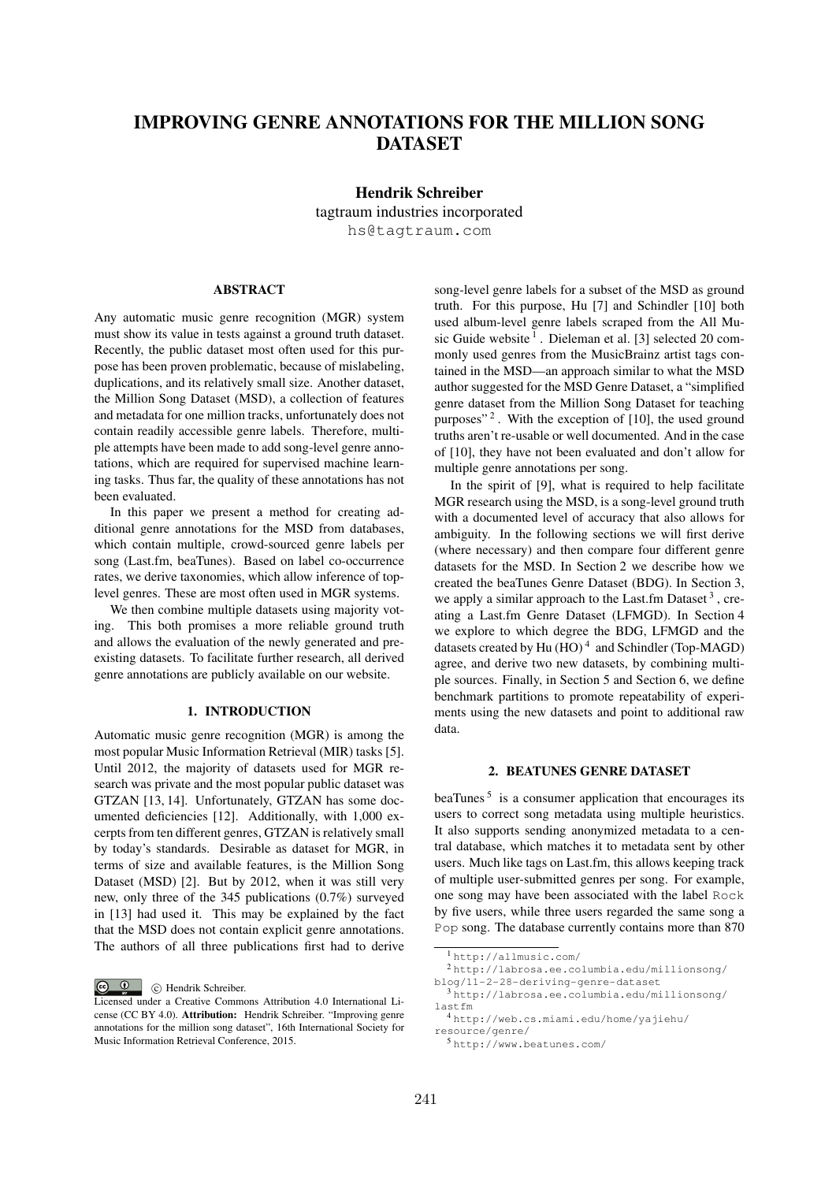# IMPROVING GENRE ANNOTATIONS FOR THE MILLION SONG DATASET

**Hendrik Schreiber**
tagtraum industries incorporated
hs@tagtraum.com

## ABSTRACT

Any automatic music genre recognition (MGR) system must show its value in tests against a ground truth dataset. Recently, the public dataset most often used for this purpose has been proven problematic, because of mislabeling, duplications, and its relatively small size. Another dataset, the Million Song Dataset (MSD), a collection of features and metadata for one million tracks, unfortunately does not contain readily accessible genre labels. Therefore, multiple attempts have been made to add song-level genre annotations, which are required for supervised machine learning tasks. Thus far, the quality of these annotations has not been evaluated.

In this paper we present a method for creating additional genre annotations for the MSD from databases, which contain multiple, crowd-sourced genre labels per song (Last.fm, beaTunes). Based on label co-occurrence rates, we derive taxonomies, which allow inference of top-level genres. These are most often used in MGR systems.

We then combine multiple datasets using majority voting. This both promises a more reliable ground truth and allows the evaluation of the newly generated and preexisting datasets. To facilitate further research, all derived genre annotations are publicly available on our website.

## 1. INTRODUCTION

Automatic music genre recognition (MGR) is among the most popular Music Information Retrieval (MIR) tasks [5]. Until 2012, the majority of datasets used for MGR research was private and the most popular public dataset was GTZAN [13, 14]. Unfortunately, GTZAN has some documented deficiencies [12]. Additionally, with 1,000 excerpts from ten different genres, GTZAN is relatively small by today's standards. Desirable as dataset for MGR, in terms of size and available features, is the Million Song Dataset (MSD) [2]. But by 2012, when it was still very new, only three of the 345 publications (0.7%) surveyed in [13] had used it. This may be explained by the fact that the MSD does not contain explicit genre annotations. The authors of all three publications first had to derive song-level genre labels for a subset of the MSD as ground truth. For this purpose, Hu [7] and Schindler [10] both used album-level genre labels scraped from the All Music Guide website [1]. Dieleman et al. [3] selected 20 commonly used genres from the MusicBrainz artist tags contained in the MSD—an approach similar to what the MSD author suggested for the MSD Genre Dataset, a "simplified genre dataset from the Million Song Dataset for teaching purposes" [2]. With the exception of [10], the used ground truths aren't re-usable or well documented. And in the case of [10], they have not been evaluated and don't allow for multiple genre annotations per song.

In the spirit of [9], what is required to help facilitate MGR research using the MSD, is a song-level ground truth with a documented level of accuracy that also allows for ambiguity. In the following sections we will first derive (where necessary) and then compare four different genre datasets for the MSD. In Section 2 we describe how we created the beaTunes Genre Dataset (BDG). In Section 3, we apply a similar approach to the Last.fm Dataset [3], creating a Last.fm Genre Dataset (LFMGD). In Section 4 we explore to which degree the BDG, LFMGD and the datasets created by Hu (HO) [4] and Schindler (Top-MAGD) agree, and derive two new datasets, by combining multiple sources. Finally, in Section 5 and Section 6, we define benchmark partitions to promote repeatability of experiments using the new datasets and point to additional raw data.

## 2. BEATUNES GENRE DATASET

beaTunes [5] is a consumer application that encourages its users to correct song metadata using multiple heuristics. It also supports sending anonymized metadata to a central database, which matches it to metadata sent by other users. Much like tags on Last.fm, this allows keeping track of multiple user-submitted genres per song. For example, one song may have been associated with the label `Rock` by five users, while three users regarded the same song a `Pop` song. The database currently contains more than 870

---

[1] http://allmusic.com/

[2] http://labrosa.ee.columbia.edu/millionsong/blog/11-2-28-deriving-genre-dataset

[3] http://labrosa.ee.columbia.edu/millionsong/lastfm

[4] http://web.cs.miami.edu/home/yajiehu/resource/genre/

[5] http://www.beatunes.com/

© Hendrik Schreiber.
Licensed under a Creative Commons Attribution 4.0 International License (CC BY 4.0). **Attribution:** Hendrik Schreiber. "Improving genre annotations for the million song dataset", 16th International Society for Music Information Retrieval Conference, 2015.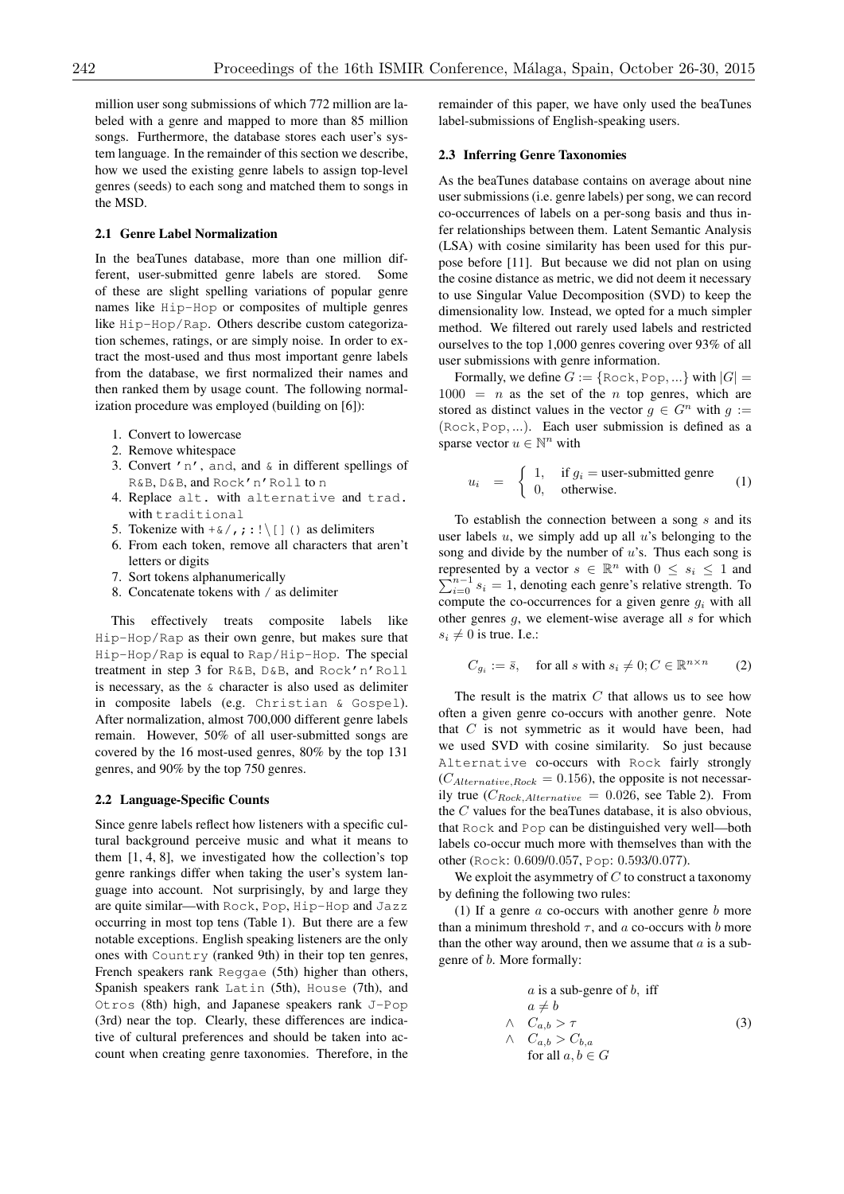million user song submissions of which 772 million are labeled with a genre and mapped to more than 85 million songs. Furthermore, the database stores each user's system language. In the remainder of this section we describe, how we used the existing genre labels to assign top-level genres (seeds) to each song and matched them to songs in the MSD.

### 2.1 Genre Label Normalization

In the beaTunes database, more than one million different, user-submitted genre labels are stored. Some of these are slight spelling variations of popular genre names like `Hip-Hop` or composites of multiple genres like `Hip-Hop/Rap`. Others describe custom categorization schemes, ratings, or are simply noise. In order to extract the most-used and thus most important genre labels from the database, we first normalized their names and then ranked them by usage count. The following normalization procedure was employed (building on [6]):

1. Convert to lowercase
2. Remove whitespace
3. Convert `'n'`, `and`, and `&` in different spellings of `R&B`, `D&B`, and `Rock'n'Roll` to `n`
4. Replace `alt.` with `alternative` and `trad.` with `traditional`
5. Tokenize with `+&/,;:!\[]()` as delimiters
6. From each token, remove all characters that aren't letters or digits
7. Sort tokens alphanumerically
8. Concatenate tokens with `/` as delimiter

This effectively treats composite labels like `Hip-Hop/Rap` as their own genre, but makes sure that `Hip-Hop/Rap` is equal to `Rap/Hip-Hop`. The special treatment in step 3 for `R&B`, `D&B`, and `Rock'n'Roll` is necessary, as the `&` character is also used as delimiter in composite labels (e.g. `Christian & Gospel`). After normalization, almost 700,000 different genre labels remain. However, 50% of all user-submitted songs are covered by the 16 most-used genres, 80% by the top 131 genres, and 90% by the top 750 genres.

### 2.2 Language-Specific Counts

Since genre labels reflect how listeners with a specific cultural background perceive music and what it means to them [1, 4, 8], we investigated how the collection's top genre rankings differ when taking the user's system language into account. Not surprisingly, by and large they are quite similar—with `Rock`, `Pop`, `Hip-Hop` and `Jazz` occurring in most top tens (Table 1). But there are a few notable exceptions. English speaking listeners are the only ones with `Country` (ranked 9th) in their top ten genres, French speakers rank `Reggae` (5th) higher than others, Spanish speakers rank `Latin` (5th), `House` (7th), and `Otros` (8th) high, and Japanese speakers rank `J-Pop` (3rd) near the top. Clearly, these differences are indicative of cultural preferences and should be taken into account when creating genre taxonomies. Therefore, in the remainder of this paper, we have only used the beaTunes label-submissions of English-speaking users.

### 2.3 Inferring Genre Taxonomies

As the beaTunes database contains on average about nine user submissions (i.e. genre labels) per song, we can record co-occurrences of labels on a per-song basis and thus infer relationships between them. Latent Semantic Analysis (LSA) with cosine similarity has been used for this purpose before [11]. But because we did not plan on using the cosine distance as metric, we did not deem it necessary to use Singular Value Decomposition (SVD) to keep the dimensionality low. Instead, we opted for a much simpler method. We filtered out rarely used labels and restricted ourselves to the top 1,000 genres covering over 93% of all user submissions with genre information.

Formally, we define $G := \{\texttt{Rock}, \texttt{Pop}, ...\}$ with $|G| = 1000 = n$ as the set of the $n$ top genres, which are stored as distinct values in the vector $g \in G^n$ with $g := (\texttt{Rock}, \texttt{Pop}, ...)$. Each user submission is defined as a sparse vector $u \in \mathbb{N}^n$ with

$$u_i = \begin{cases} 1, & \text{if } g_i = \text{user-submitted genre} \\ 0, & \text{otherwise.} \end{cases} \quad (1)$$

To establish the connection between a song $s$ and its user labels $u$, we simply add up all $u$'s belonging to the song and divide by the number of $u$'s. Thus each song is represented by a vector $s \in \mathbb{R}^n$ with $0 \leq s_i \leq 1$ and $\sum_{i=0}^{n-1} s_i = 1$, denoting each genre's relative strength. To compute the co-occurrences for a given genre $g_i$ with all other genres $g$, we element-wise average all $s$ for which $s_i \neq 0$ is true. I.e.:

$$C_{g_i} := \bar{s}, \quad \text{for all } s \text{ with } s_i \neq 0; C \in \mathbb{R}^{n \times n} \quad (2)$$

The result is the matrix $C$ that allows us to see how often a given genre co-occurs with another genre. Note that $C$ is not symmetric as it would have been, had we used SVD with cosine similarity. So just because `Alternative` co-occurs with `Rock` fairly strongly ($C_{Alternative,Rock} = 0.156$), the opposite is not necessarily true ($C_{Rock,Alternative} = 0.026$, see Table 2). From the $C$ values for the beaTunes database, it is also obvious, that `Rock` and `Pop` can be distinguished very well—both labels co-occur much more with themselves than with the other (`Rock`: 0.609/0.057, `Pop`: 0.593/0.077).

We exploit the asymmetry of $C$ to construct a taxonomy by defining the following two rules:

(1) If a genre $a$ co-occurs with another genre $b$ more than a minimum threshold $\tau$, and $a$ co-occurs with $b$ more than the other way around, then we assume that $a$ is a sub-genre of $b$. More formally:

$$\begin{aligned} & a \text{ is a sub-genre of } b, \text{ iff} \\ & a \neq b \\ \wedge \quad & C_{a,b} > \tau \\ \wedge \quad & C_{a,b} > C_{b,a} \\ & \text{for all } a, b \in G \end{aligned} \quad (3)$$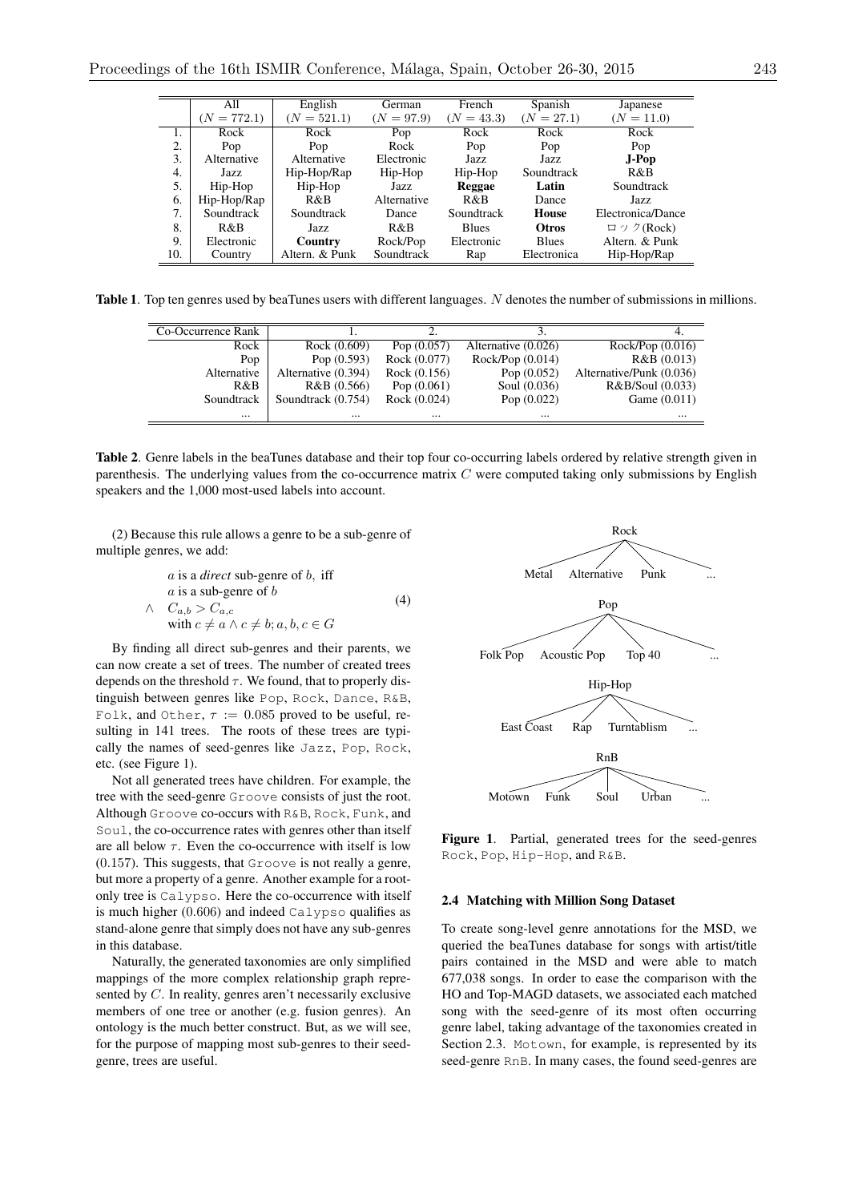|  | All ($N = 772.1$) | English ($N = 521.1$) | German ($N = 97.9$) | French ($N = 43.3$) | Spanish ($N = 27.1$) | Japanese ($N = 11.0$) |
|---|---|---|---|---|---|---|
| 1. | Rock | Rock | Pop | Rock | Rock | Rock |
| 2. | Pop | Pop | Rock | Pop | Pop | Pop |
| 3. | Alternative | Alternative | Electronic | Jazz | Jazz | **J-Pop** |
| 4. | Jazz | Hip-Hop/Rap | Hip-Hop | Hip-Hop | Soundtrack | R&B |
| 5. | Hip-Hop | Hip-Hop | Jazz | **Reggae** | **Latin** | Soundtrack |
| 6. | Hip-Hop/Rap | R&B | Alternative | R&B | Dance | Jazz |
| 7. | Soundtrack | Soundtrack | Dance | Soundtrack | **House** | Electronica/Dance |
| 8. | R&B | Jazz | R&B | Blues | **Otros** | ロック(Rock) |
| 9. | Electronic | **Country** | Rock/Pop | Electronic | Blues | Altern. & Punk |
| 10. | Country | Altern. & Punk | Soundtrack | Rap | Electronica | Hip-Hop/Rap |

**Table 1**. Top ten genres used by beaTunes users with different languages. $N$ denotes the number of submissions in millions.

| Co-Occurrence Rank | 1. | 2. | 3. | 4. |
|---|---|---|---|---|
| Rock | Rock (0.609) | Pop (0.057) | Alternative (0.026) | Rock/Pop (0.016) |
| Pop | Pop (0.593) | Rock (0.077) | Rock/Pop (0.014) | R&B (0.013) |
| Alternative | Alternative (0.394) | Rock (0.156) | Pop (0.052) | Alternative/Punk (0.036) |
| R&B | R&B (0.566) | Pop (0.061) | Soul (0.036) | R&B/Soul (0.033) |
| Soundtrack | Soundtrack (0.754) | Rock (0.024) | Pop (0.022) | Game (0.011) |
| ... | ... | ... | ... | ... |

**Table 2**. Genre labels in the beaTunes database and their top four co-occurring labels ordered by relative strength given in parenthesis. The underlying values from the co-occurrence matrix $C$ were computed taking only submissions by English speakers and the 1,000 most-used labels into account.

(2) Because this rule allows a genre to be a sub-genre of multiple genres, we add:

$$\begin{aligned} & a \text{ is a } \textit{direct} \text{ sub-genre of } b, \text{ iff} \\ & a \text{ is a sub-genre of } b \\ \wedge \quad & C_{a,b} > C_{a,c} \\ & \text{with } c \neq a \wedge c \neq b; a, b, c \in G \end{aligned} \tag{4}$$

By finding all direct sub-genres and their parents, we can now create a set of trees. The number of created trees depends on the threshold $\tau$. We found, that to properly distinguish between genres like Pop, Rock, Dance, R&B, Folk, and Other, $\tau := 0.085$ proved to be useful, resulting in 141 trees. The roots of these trees are typically the names of seed-genres like Jazz, Pop, Rock, etc. (see Figure 1).

Not all generated trees have children. For example, the tree with the seed-genre Groove consists of just the root. Although Groove co-occurs with R&B, Rock, Funk, and Soul, the co-occurrence rates with genres other than itself are all below $\tau$. Even the co-occurrence with itself is low (0.157). This suggests, that Groove is not really a genre, but more a property of a genre. Another example for a root-only tree is Calypso. Here the co-occurrence with itself is much higher (0.606) and indeed Calypso qualifies as stand-alone genre that simply does not have any sub-genres in this database.

Naturally, the generated taxonomies are only simplified mappings of the more complex relationship graph represented by $C$. In reality, genres aren't necessarily exclusive members of one tree or another (e.g. fusion genres). An ontology is the much better construct. But, as we will see, for the purpose of mapping most sub-genres to their seed-genre, trees are useful.

Rock: Metal, Alternative, Punk, ...
Pop: Folk Pop, Acoustic Pop, Top 40, ...
Hip-Hop: East Coast, Rap, Turntablism, ...
RnB: Motown, Funk, Soul, Urban, ...

**Figure 1**. Partial, generated trees for the seed-genres Rock, Pop, Hip-Hop, and R&B.

### 2.4 Matching with Million Song Dataset

To create song-level genre annotations for the MSD, we queried the beaTunes database for songs with artist/title pairs contained in the MSD and were able to match 677,038 songs. In order to ease the comparison with the HO and Top-MAGD datasets, we associated each matched song with the seed-genre of its most often occurring genre label, taking advantage of the taxonomies created in Section 2.3. Motown, for example, is represented by its seed-genre RnB. In many cases, the found seed-genres are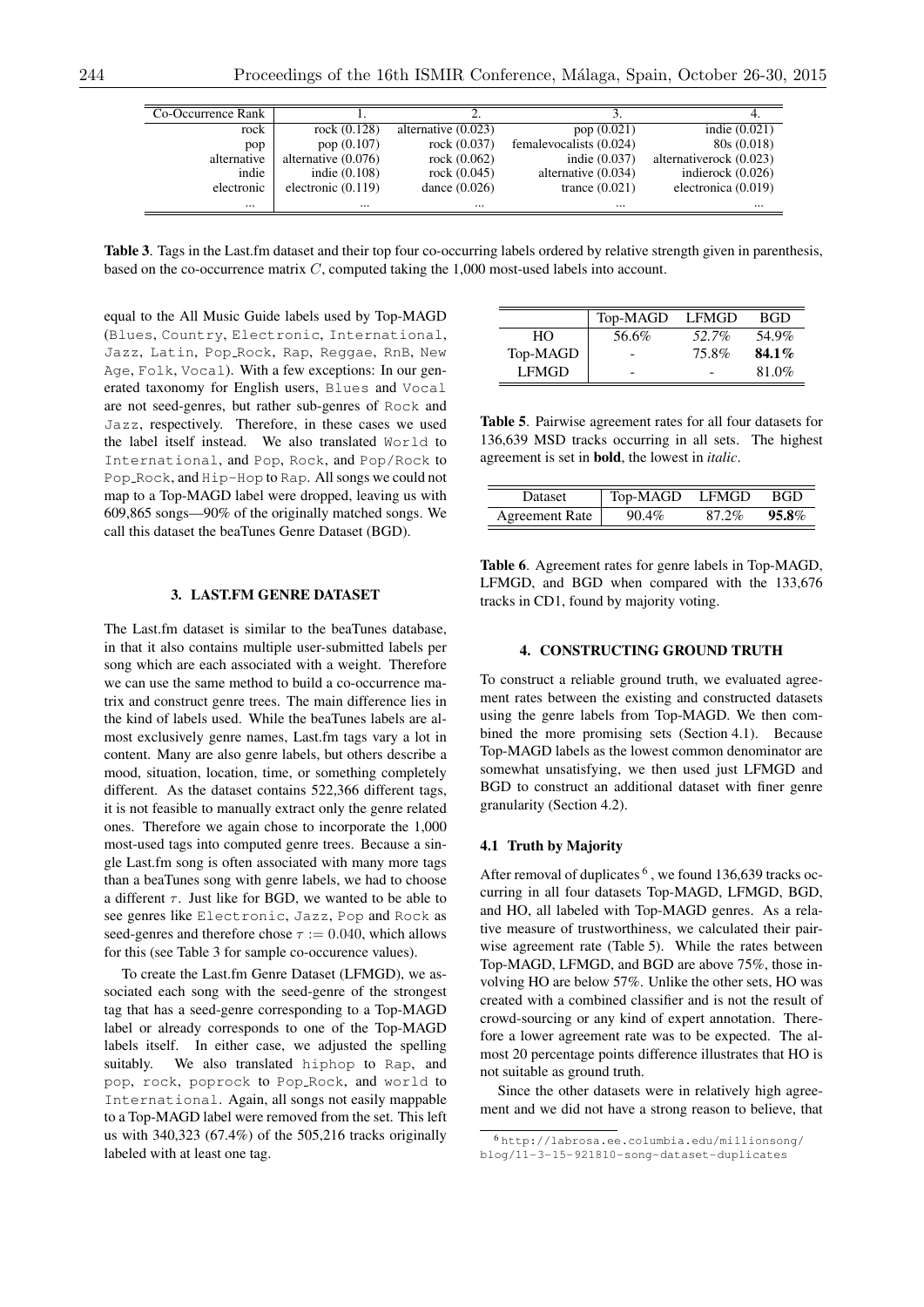| Co-Occurrence Rank | 1. | 2. | 3. | 4. |
|---|---|---|---|---|
| rock | rock (0.128) | alternative (0.023) | pop (0.021) | indie (0.021) |
| pop | pop (0.107) | rock (0.037) | femalevocalists (0.024) | 80s (0.018) |
| alternative | alternative (0.076) | rock (0.062) | indie (0.037) | alternativerock (0.023) |
| indie | indie (0.108) | rock (0.045) | alternative (0.034) | indierock (0.026) |
| electronic | electronic (0.119) | dance (0.026) | trance (0.021) | electronica (0.019) |
| ... | ... | ... | ... | ... |

**Table 3**. Tags in the Last.fm dataset and their top four co-occurring labels ordered by relative strength given in parenthesis, based on the co-occurrence matrix $C$, computed taking the 1,000 most-used labels into account.

equal to the All Music Guide labels used by Top-MAGD (Blues, Country, Electronic, International, Jazz, Latin, Pop_Rock, Rap, Reggae, RnB, New Age, Folk, Vocal). With a few exceptions: In our generated taxonomy for English users, Blues and Vocal are not seed-genres, but rather sub-genres of Rock and Jazz, respectively. Therefore, in these cases we used the label itself instead. We also translated World to International, and Pop, Rock, and Pop/Rock to Pop_Rock, and Hip-Hop to Rap. All songs we could not map to a Top-MAGD label were dropped, leaving us with 609,865 songs—90% of the originally matched songs. We call this dataset the beaTunes Genre Dataset (BGD).

## 3. LAST.FM GENRE DATASET

The Last.fm dataset is similar to the beaTunes database, in that it also contains multiple user-submitted labels per song which are each associated with a weight. Therefore we can use the same method to build a co-occurrence matrix and construct genre trees. The main difference lies in the kind of labels used. While the beaTunes labels are almost exclusively genre names, Last.fm tags vary a lot in content. Many are also genre labels, but others describe a mood, situation, location, time, or something completely different. As the dataset contains 522,366 different tags, it is not feasible to manually extract only the genre related ones. Therefore we again chose to incorporate the 1,000 most-used tags into computed genre trees. Because a single Last.fm song is often associated with many more tags than a beaTunes song with genre labels, we had to choose a different $\tau$. Just like for BGD, we wanted to be able to see genres like Electronic, Jazz, Pop and Rock as seed-genres and therefore chose $\tau := 0.040$, which allows for this (see Table 3 for sample co-occurence values).

To create the Last.fm Genre Dataset (LFMGD), we associated each song with the seed-genre of the strongest tag that has a seed-genre corresponding to a Top-MAGD label or already corresponds to one of the Top-MAGD labels itself. In either case, we adjusted the spelling suitably. We also translated hiphop to Rap, and pop, rock, poprock to Pop_Rock, and world to International. Again, all songs not easily mappable to a Top-MAGD label were removed from the set. This left us with 340,323 (67.4%) of the 505,216 tracks originally labeled with at least one tag.

| | Top-MAGD | LFMGD | BGD |
|---|---|---|---|
| HO | 56.6% | *52.7%* | 54.9% |
| Top-MAGD | - | 75.8% | **84.1%** |
| LFMGD | - | - | 81.0% |

**Table 5**. Pairwise agreement rates for all four datasets for 136,639 MSD tracks occurring in all sets. The highest agreement is set in **bold**, the lowest in *italic*.

| Dataset | Top-MAGD | LFMGD | BGD |
|---|---|---|---|
| Agreement Rate | 90.4% | 87.2% | **95.8%** |

**Table 6**. Agreement rates for genre labels in Top-MAGD, LFMGD, and BGD when compared with the 133,676 tracks in CD1, found by majority voting.

## 4. CONSTRUCTING GROUND TRUTH

To construct a reliable ground truth, we evaluated agreement rates between the existing and constructed datasets using the genre labels from Top-MAGD. We then combined the more promising sets (Section 4.1). Because Top-MAGD labels as the lowest common denominator are somewhat unsatisfying, we then used just LFMGD and BGD to construct an additional dataset with finer genre granularity (Section 4.2).

### 4.1 Truth by Majority

After removal of duplicates [6], we found 136,639 tracks occurring in all four datasets Top-MAGD, LFMGD, BGD, and HO, all labeled with Top-MAGD genres. As a relative measure of trustworthiness, we calculated their pairwise agreement rate (Table 5). While the rates between Top-MAGD, LFMGD, and BGD are above 75%, those involving HO are below 57%. Unlike the other sets, HO was created with a combined classifier and is not the result of crowd-sourcing or any kind of expert annotation. Therefore a lower agreement rate was to be expected. The almost 20 percentage points difference illustrates that HO is not suitable as ground truth.

Since the other datasets were in relatively high agreement and we did not have a strong reason to believe, that

[6] http://labrosa.ee.columbia.edu/millionsong/blog/11-3-15-921810-song-dataset-duplicates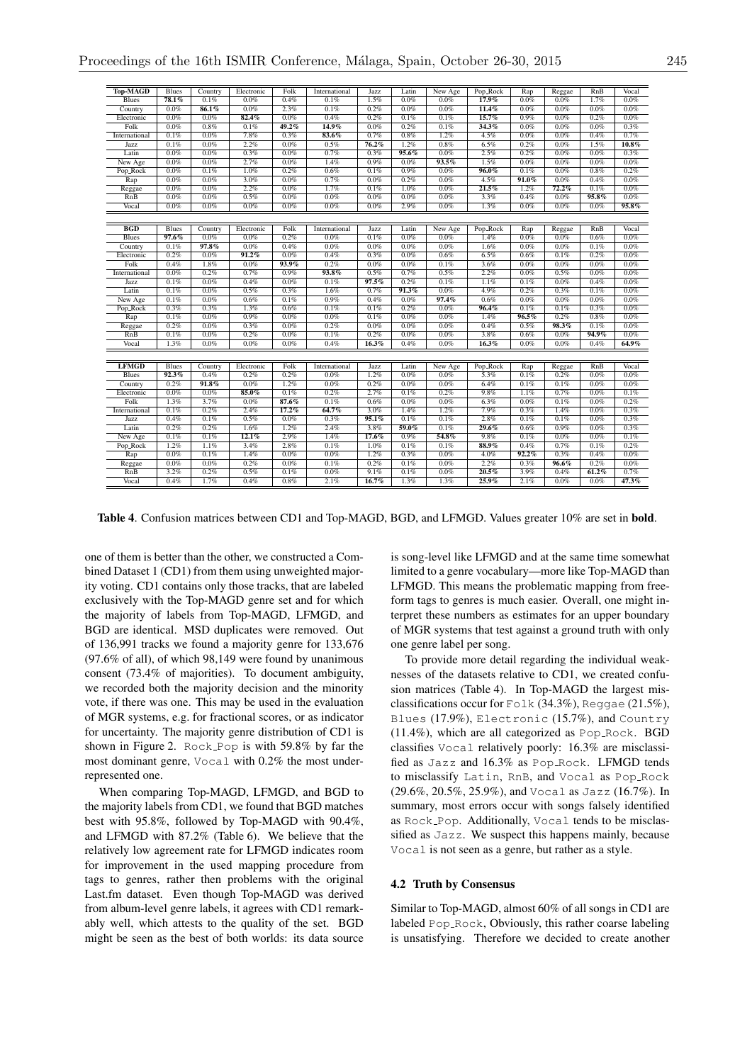| **Top-MAGD** | Blues | Country | Electronic | Folk | International | Jazz | Latin | New Age | Pop_Rock | Rap | Reggae | RnB | Vocal |
|---|---|---|---|---|---|---|---|---|---|---|---|---|---|
| Blues | **78.1%** | 0.1% | 0.0% | 0.4% | 0.1% | 1.5% | 0.0% | 0.0% | **17.9%** | 0.0% | 0.0% | 1.7% | 0.0% |
| Country | 0.0% | **86.1%** | 0.0% | 2.3% | 0.1% | 0.2% | 0.0% | 0.0% | **11.4%** | 0.0% | 0.0% | 0.0% | 0.0% |
| Electronic | 0.0% | 0.0% | **82.4%** | 0.0% | 0.4% | 0.2% | 0.1% | 0.1% | **15.7%** | 0.9% | 0.0% | 0.2% | 0.0% |
| Folk | 0.0% | 0.8% | 0.1% | **49.2%** | **14.9%** | 0.0% | 0.2% | 0.1% | **34.3%** | 0.0% | 0.0% | 0.0% | 0.3% |
| International | 0.1% | 0.0% | 7.8% | 0.3% | **83.6%** | 0.7% | 0.8% | 1.2% | 4.5% | 0.0% | 0.0% | 0.4% | 0.7% |
| Jazz | 0.1% | 0.0% | 2.2% | 0.0% | 0.5% | **76.2%** | 1.2% | 0.8% | 6.5% | 0.2% | 0.0% | 1.5% | **10.8%** |
| Latin | 0.0% | 0.0% | 0.3% | 0.0% | 0.7% | 0.3% | **95.6%** | 0.0% | 2.5% | 0.2% | 0.0% | 0.0% | 0.3% |
| New Age | 0.0% | 0.0% | 2.7% | 0.0% | 1.4% | 0.9% | 0.0% | **93.5%** | 1.5% | 0.0% | 0.0% | 0.0% | 0.0% |
| Pop_Rock | 0.0% | 0.1% | 1.0% | 0.2% | 0.6% | 0.1% | 0.9% | 0.0% | **96.0%** | 0.1% | 0.0% | 0.8% | 0.2% |
| Rap | 0.0% | 0.0% | 3.0% | 0.0% | 0.7% | 0.0% | 0.2% | 0.0% | 4.5% | **91.0%** | 0.0% | 0.4% | 0.0% |
| Reggae | 0.0% | 0.0% | 2.2% | 0.0% | 1.7% | 0.1% | 1.0% | 0.0% | **21.5%** | 1.2% | **72.2%** | 0.1% | 0.0% |
| RnB | 0.0% | 0.0% | 0.5% | 0.0% | 0.0% | 0.0% | 0.0% | 0.0% | 3.3% | 0.4% | 0.0% | **95.8%** | 0.0% |
| Vocal | 0.0% | 0.0% | 0.0% | 0.0% | 0.0% | 0.0% | 2.9% | 0.0% | 1.3% | 0.0% | 0.0% | 0.0% | **95.8%** |

| **BGD** | Blues | Country | Electronic | Folk | International | Jazz | Latin | New Age | Pop_Rock | Rap | Reggae | RnB | Vocal |
|---|---|---|---|---|---|---|---|---|---|---|---|---|---|
| Blues | **97.6%** | 0.0% | 0.0% | 0.2% | 0.0% | 0.1% | 0.0% | 0.0% | 1.4% | 0.0% | 0.0% | 0.6% | 0.0% |
| Country | 0.1% | **97.8%** | 0.0% | 0.4% | 0.0% | 0.0% | 0.0% | 0.0% | 1.6% | 0.0% | 0.0% | 0.1% | 0.0% |
| Electronic | 0.2% | 0.0% | **91.2%** | 0.0% | 0.4% | 0.3% | 0.0% | 0.6% | 6.5% | 0.6% | 0.1% | 0.2% | 0.0% |
| Folk | 0.4% | 1.8% | 0.0% | **93.9%** | 0.2% | 0.0% | 0.0% | 0.1% | 3.6% | 0.0% | 0.0% | 0.0% | 0.0% |
| International | 0.0% | 0.2% | 0.7% | 0.9% | **93.8%** | 0.5% | 0.7% | 0.5% | 2.2% | 0.0% | 0.5% | 0.0% | 0.0% |
| Jazz | 0.1% | 0.0% | 0.4% | 0.0% | 0.1% | **97.5%** | 0.2% | 0.1% | 1.1% | 0.1% | 0.0% | 0.4% | 0.0% |
| Latin | 0.1% | 0.0% | 0.5% | 0.3% | 1.6% | 0.7% | **91.3%** | 0.0% | 4.9% | 0.2% | 0.3% | 0.1% | 0.0% |
| New Age | 0.1% | 0.0% | 0.6% | 0.1% | 0.9% | 0.4% | 0.0% | **97.4%** | 0.6% | 0.0% | 0.0% | 0.0% | 0.0% |
| Pop_Rock | 0.3% | 0.3% | 1.3% | 0.6% | 0.1% | 0.1% | 0.2% | 0.0% | **96.4%** | 0.1% | 0.1% | 0.3% | 0.0% |
| Rap | 0.1% | 0.0% | 0.9% | 0.0% | 0.0% | 0.1% | 0.0% | 0.0% | 1.4% | **96.5%** | 0.2% | 0.8% | 0.0% |
| Reggae | 0.2% | 0.0% | 0.3% | 0.0% | 0.2% | 0.0% | 0.0% | 0.0% | 0.4% | 0.5% | **98.3%** | 0.1% | 0.0% |
| RnB | 0.1% | 0.0% | 0.2% | 0.0% | 0.1% | 0.2% | 0.0% | 0.0% | 3.8% | 0.6% | 0.0% | **94.9%** | 0.0% |
| Vocal | 1.3% | 0.0% | 0.0% | 0.0% | 0.4% | **16.3%** | 0.4% | 0.0% | **16.3%** | 0.0% | 0.0% | 0.4% | **64.9%** |

| **LFMGD** | Blues | Country | Electronic | Folk | International | Jazz | Latin | New Age | Pop_Rock | Rap | Reggae | RnB | Vocal |
|---|---|---|---|---|---|---|---|---|---|---|---|---|---|
| Blues | **92.3%** | 0.4% | 0.2% | 0.2% | 0.0% | 1.2% | 0.0% | 0.0% | 5.3% | 0.1% | 0.2% | 0.0% | 0.0% |
| Country | 0.2% | **91.8%** | 0.0% | 1.2% | 0.0% | 0.2% | 0.0% | 0.0% | 6.4% | 0.1% | 0.1% | 0.0% | 0.0% |
| Electronic | 0.0% | 0.0% | **85.0%** | 0.1% | 0.2% | 2.7% | 0.1% | 0.2% | 9.8% | 1.1% | 0.7% | 0.0% | 0.1% |
| Folk | 1.3% | 3.7% | 0.0% | **87.6%** | 0.1% | 0.6% | 0.0% | 0.0% | 6.3% | 0.0% | 0.1% | 0.0% | 0.2% |
| International | 0.1% | 0.2% | 2.4% | **17.2%** | **64.7%** | 3.0% | 1.4% | 1.2% | 7.9% | 0.3% | 1.4% | 0.0% | 0.3% |
| Jazz | 0.4% | 0.1% | 0.5% | 0.0% | 0.3% | **95.1%** | 0.1% | 0.1% | 2.8% | 0.1% | 0.1% | 0.0% | 0.3% |
| Latin | 0.2% | 0.2% | 1.6% | 1.2% | 2.4% | 3.8% | **59.0%** | 0.1% | **29.6%** | 0.6% | 0.9% | 0.0% | 0.3% |
| New Age | 0.1% | 0.1% | **12.1%** | 2.9% | 1.4% | **17.6%** | 0.9% | **54.8%** | 9.8% | 0.1% | 0.0% | 0.0% | 0.1% |
| Pop_Rock | 1.2% | 1.1% | 3.4% | 2.8% | 0.1% | 1.0% | 0.1% | 0.1% | **88.9%** | 0.4% | 0.7% | 0.1% | 0.2% |
| Rap | 0.0% | 0.1% | 1.4% | 0.0% | 0.0% | 1.2% | 0.3% | 0.0% | 4.0% | **92.2%** | 0.3% | 0.4% | 0.0% |
| Reggae | 0.0% | 0.0% | 0.2% | 0.0% | 0.1% | 0.2% | 0.1% | 0.0% | 2.2% | 0.3% | **96.6%** | 0.2% | 0.0% |
| RnB | 3.2% | 0.2% | 0.5% | 0.1% | 0.0% | 9.1% | 0.1% | 0.0% | **20.5%** | 3.9% | 0.4% | **61.2%** | 0.7% |
| Vocal | 0.4% | 1.7% | 0.4% | 0.8% | 2.1% | **16.7%** | 1.3% | 1.3% | **25.9%** | 2.1% | 0.0% | 0.0% | **47.3%** |

**Table 4**. Confusion matrices between CD1 and Top-MAGD, BGD, and LFMGD. Values greater 10% are set in **bold**.

one of them is better than the other, we constructed a Combined Dataset 1 (CD1) from them using unweighted majority voting. CD1 contains only those tracks, that are labeled exclusively with the Top-MAGD genre set and for which the majority of labels from Top-MAGD, LFMGD, and BGD are identical. MSD duplicates were removed. Out of 136,991 tracks we found a majority genre for 133,676 (97.6% of all), of which 98,149 were found by unanimous consent (73.4% of majorities). To document ambiguity, we recorded both the majority decision and the minority vote, if there was one. This may be used in the evaluation of MGR systems, e.g. for fractional scores, or as indicator for uncertainty. The majority genre distribution of CD1 is shown in Figure 2. `Rock_Pop` is with 59.8% by far the most dominant genre, `Vocal` with 0.2% the most underrepresented one.

When comparing Top-MAGD, LFMGD, and BGD to the majority labels from CD1, we found that BGD matches best with 95.8%, followed by Top-MAGD with 90.4%, and LFMGD with 87.2% (Table 6). We believe that the relatively low agreement rate for LFMGD indicates room for improvement in the used mapping procedure from tags to genres, rather then problems with the original Last.fm dataset. Even though Top-MAGD was derived from album-level genre labels, it agrees with CD1 remarkably well, which attests to the quality of the set. BGD might be seen as the best of both worlds: its data source is song-level like LFMGD and at the same time somewhat limited to a genre vocabulary—more like Top-MAGD than LFMGD. This means the problematic mapping from free-form tags to genres is much easier. Overall, one might interpret these numbers as estimates for an upper boundary of MGR systems that test against a ground truth with only one genre label per song.

To provide more detail regarding the individual weaknesses of the datasets relative to CD1, we created confusion matrices (Table 4). In Top-MAGD the largest misclassifications occur for `Folk` (34.3%), `Reggae` (21.5%), `Blues` (17.9%), `Electronic` (15.7%), and `Country` (11.4%), which are all categorized as `Pop_Rock`. BGD classifies `Vocal` relatively poorly: 16.3% are misclassified as `Jazz` and 16.3% as `Pop_Rock`. LFMGD tends to misclassify `Latin`, `RnB`, and `Vocal` as `Pop_Rock` (29.6%, 20.5%, 25.9%), and `Vocal` as `Jazz` (16.7%). In summary, most errors occur with songs falsely identified as `Rock_Pop`. Additionally, `Vocal` tends to be misclassified as `Jazz`. We suspect this happens mainly, because `Vocal` is not seen as a genre, but rather as a style.

### 4.2 Truth by Consensus

Similar to Top-MAGD, almost 60% of all songs in CD1 are labeled `Pop_Rock`, Obviously, this rather coarse labeling is unsatisfying. Therefore we decided to create another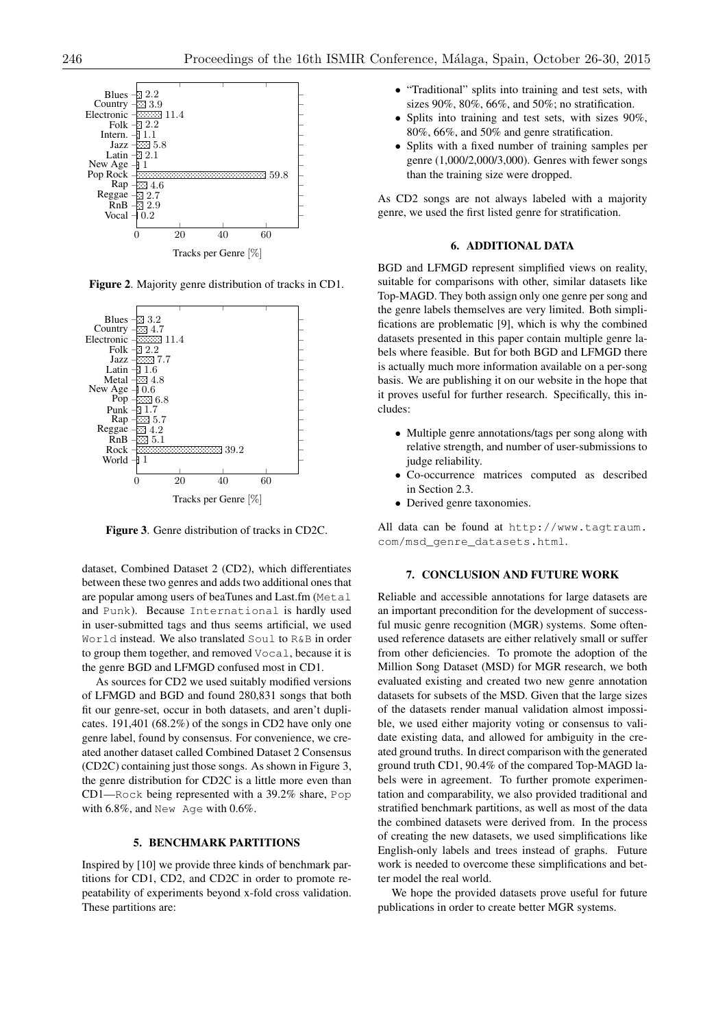Figure 2. Majority genre distribution of tracks in CD1.

Figure 3. Genre distribution of tracks in CD2C.

dataset, Combined Dataset 2 (CD2), which differentiates between these two genres and adds two additional ones that are popular among users of beaTunes and Last.fm (`Metal` and `Punk`). Because `International` is hardly used in user-submitted tags and thus seems artificial, we used `World` instead. We also translated `Soul` to `R&B` in order to group them together, and removed `Vocal`, because it is the genre BGD and LFMGD confused most in CD1.

As sources for CD2 we used suitably modified versions of LFMGD and BGD and found 280,831 songs that both fit our genre-set, occur in both datasets, and aren't duplicates. 191,401 (68.2%) of the songs in CD2 have only one genre label, found by consensus. For convenience, we created another dataset called Combined Dataset 2 Consensus (CD2C) containing just those songs. As shown in Figure 3, the genre distribution for CD2C is a little more even than CD1—`Rock` being represented with a 39.2% share, `Pop` with 6.8%, and `New Age` with 0.6%.

## 5. BENCHMARK PARTITIONS

Inspired by [10] we provide three kinds of benchmark partitions for CD1, CD2, and CD2C in order to promote repeatability of experiments beyond x-fold cross validation. These partitions are:

- "Traditional" splits into training and test sets, with sizes 90%, 80%, 66%, and 50%; no stratification.
- Splits into training and test sets, with sizes 90%, 80%, 66%, and 50% and genre stratification.
- Splits with a fixed number of training samples per genre (1,000/2,000/3,000). Genres with fewer songs than the training size were dropped.

As CD2 songs are not always labeled with a majority genre, we used the first listed genre for stratification.

## 6. ADDITIONAL DATA

BGD and LFMGD represent simplified views on reality, suitable for comparisons with other, similar datasets like Top-MAGD. They both assign only one genre per song and the genre labels themselves are very limited. Both simplifications are problematic [9], which is why the combined datasets presented in this paper contain multiple genre labels where feasible. But for both BGD and LFMGD there is actually much more information available on a per-song basis. We are publishing it on our website in the hope that it proves useful for further research. Specifically, this includes:

- Multiple genre annotations/tags per song along with relative strength, and number of user-submissions to judge reliability.
- Co-occurrence matrices computed as described in Section 2.3.
- Derived genre taxonomies.

All data can be found at `http://www.tagtraum.com/msd_genre_datasets.html`.

## 7. CONCLUSION AND FUTURE WORK

Reliable and accessible annotations for large datasets are an important precondition for the development of successful music genre recognition (MGR) systems. Some often-used reference datasets are either relatively small or suffer from other deficiencies. To promote the adoption of the Million Song Dataset (MSD) for MGR research, we both evaluated existing and created two new genre annotation datasets for subsets of the MSD. Given that the large sizes of the datasets render manual validation almost impossible, we used either majority voting or consensus to validate existing data, and allowed for ambiguity in the created ground truths. In direct comparison with the generated ground truth CD1, 90.4% of the compared Top-MAGD labels were in agreement. To further promote experimentation and comparability, we also provided traditional and stratified benchmark partitions, as well as most of the data the combined datasets were derived from. In the process of creating the new datasets, we used simplifications like English-only labels and trees instead of graphs. Future work is needed to overcome these simplifications and better model the real world.

We hope the provided datasets prove useful for future publications in order to create better MGR systems.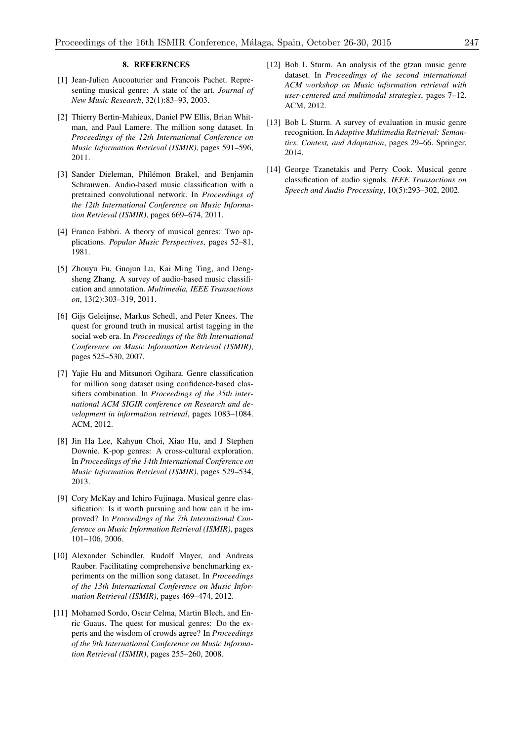## 8. REFERENCES

[1] Jean-Julien Aucouturier and Francois Pachet. Representing musical genre: A state of the art. *Journal of New Music Research*, 32(1):83–93, 2003.

[2] Thierry Bertin-Mahieux, Daniel PW Ellis, Brian Whitman, and Paul Lamere. The million song dataset. In *Proceedings of the 12th International Conference on Music Information Retrieval (ISMIR)*, pages 591–596, 2011.

[3] Sander Dieleman, Philémon Brakel, and Benjamin Schrauwen. Audio-based music classification with a pretrained convolutional network. In *Proceedings of the 12th International Conference on Music Information Retrieval (ISMIR)*, pages 669–674, 2011.

[4] Franco Fabbri. A theory of musical genres: Two applications. *Popular Music Perspectives*, pages 52–81, 1981.

[5] Zhouyu Fu, Guojun Lu, Kai Ming Ting, and Dengsheng Zhang. A survey of audio-based music classification and annotation. *Multimedia, IEEE Transactions on*, 13(2):303–319, 2011.

[6] Gijs Geleijnse, Markus Schedl, and Peter Knees. The quest for ground truth in musical artist tagging in the social web era. In *Proceedings of the 8th International Conference on Music Information Retrieval (ISMIR)*, pages 525–530, 2007.

[7] Yajie Hu and Mitsunori Ogihara. Genre classification for million song dataset using confidence-based classifiers combination. In *Proceedings of the 35th international ACM SIGIR conference on Research and development in information retrieval*, pages 1083–1084. ACM, 2012.

[8] Jin Ha Lee, Kahyun Choi, Xiao Hu, and J Stephen Downie. K-pop genres: A cross-cultural exploration. In *Proceedings of the 14th International Conference on Music Information Retrieval (ISMIR)*, pages 529–534, 2013.

[9] Cory McKay and Ichiro Fujinaga. Musical genre classification: Is it worth pursuing and how can it be improved? In *Proceedings of the 7th International Conference on Music Information Retrieval (ISMIR)*, pages 101–106, 2006.

[10] Alexander Schindler, Rudolf Mayer, and Andreas Rauber. Facilitating comprehensive benchmarking experiments on the million song dataset. In *Proceedings of the 13th International Conference on Music Information Retrieval (ISMIR)*, pages 469–474, 2012.

[11] Mohamed Sordo, Oscar Celma, Martin Blech, and Enric Guaus. The quest for musical genres: Do the experts and the wisdom of crowds agree? In *Proceedings of the 9th International Conference on Music Information Retrieval (ISMIR)*, pages 255–260, 2008.

[12] Bob L Sturm. An analysis of the gtzan music genre dataset. In *Proceedings of the second international ACM workshop on Music information retrieval with user-centered and multimodal strategies*, pages 7–12. ACM, 2012.

[13] Bob L Sturm. A survey of evaluation in music genre recognition. In *Adaptive Multimedia Retrieval: Semantics, Context, and Adaptation*, pages 29–66. Springer, 2014.

[14] George Tzanetakis and Perry Cook. Musical genre classification of audio signals. *IEEE Transactions on Speech and Audio Processing*, 10(5):293–302, 2002.